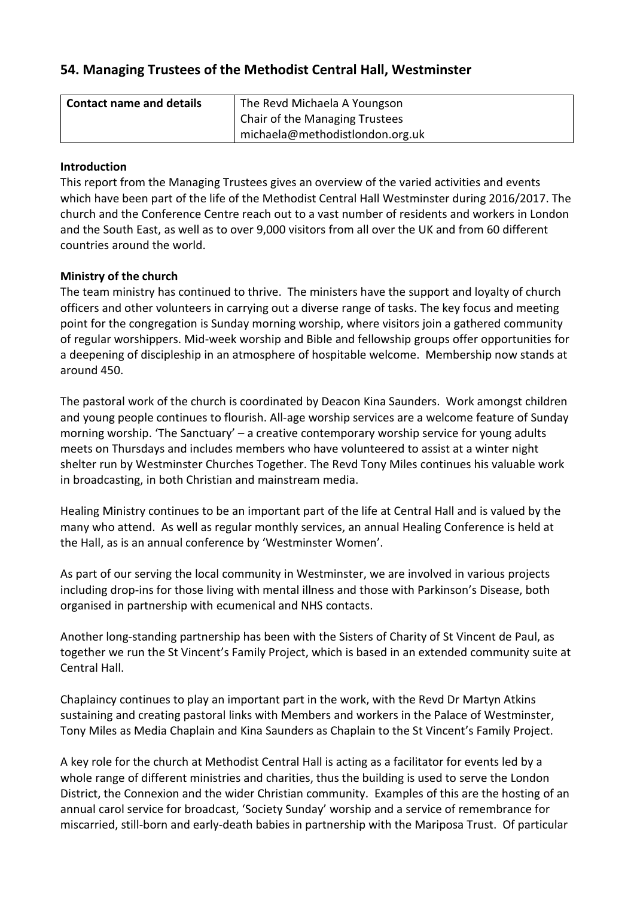## 54. Managing Trustees of the Methodist Central Hall, Westminster

| **Contact name and details** | The Revd Michaela A Youngson<br>Chair of the Managing Trustees<br>michaela@methodistlondon.org.uk |
|---|---|

**Introduction**

This report from the Managing Trustees gives an overview of the varied activities and events which have been part of the life of the Methodist Central Hall Westminster during 2016/2017. The church and the Conference Centre reach out to a vast number of residents and workers in London and the South East, as well as to over 9,000 visitors from all over the UK and from 60 different countries around the world.

**Ministry of the church**

The team ministry has continued to thrive. The ministers have the support and loyalty of church officers and other volunteers in carrying out a diverse range of tasks. The key focus and meeting point for the congregation is Sunday morning worship, where visitors join a gathered community of regular worshippers. Mid-week worship and Bible and fellowship groups offer opportunities for a deepening of discipleship in an atmosphere of hospitable welcome. Membership now stands at around 450.

The pastoral work of the church is coordinated by Deacon Kina Saunders. Work amongst children and young people continues to flourish. All-age worship services are a welcome feature of Sunday morning worship. 'The Sanctuary' – a creative contemporary worship service for young adults meets on Thursdays and includes members who have volunteered to assist at a winter night shelter run by Westminster Churches Together. The Revd Tony Miles continues his valuable work in broadcasting, in both Christian and mainstream media.

Healing Ministry continues to be an important part of the life at Central Hall and is valued by the many who attend. As well as regular monthly services, an annual Healing Conference is held at the Hall, as is an annual conference by 'Westminster Women'.

As part of our serving the local community in Westminster, we are involved in various projects including drop-ins for those living with mental illness and those with Parkinson's Disease, both organised in partnership with ecumenical and NHS contacts.

Another long-standing partnership has been with the Sisters of Charity of St Vincent de Paul, as together we run the St Vincent's Family Project, which is based in an extended community suite at Central Hall.

Chaplaincy continues to play an important part in the work, with the Revd Dr Martyn Atkins sustaining and creating pastoral links with Members and workers in the Palace of Westminster, Tony Miles as Media Chaplain and Kina Saunders as Chaplain to the St Vincent's Family Project.

A key role for the church at Methodist Central Hall is acting as a facilitator for events led by a whole range of different ministries and charities, thus the building is used to serve the London District, the Connexion and the wider Christian community. Examples of this are the hosting of an annual carol service for broadcast, 'Society Sunday' worship and a service of remembrance for miscarried, still-born and early-death babies in partnership with the Mariposa Trust. Of particular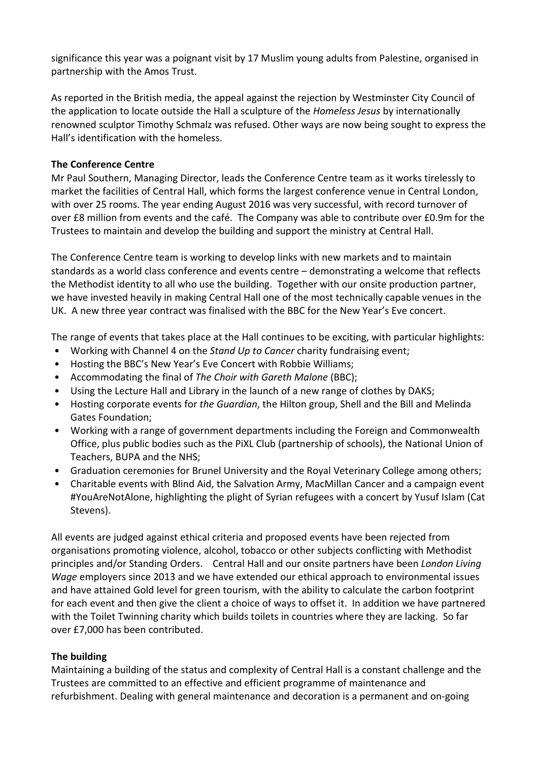significance this year was a poignant visit by 17 Muslim young adults from Palestine, organised in partnership with the Amos Trust.

As reported in the British media, the appeal against the rejection by Westminster City Council of the application to locate outside the Hall a sculpture of the *Homeless Jesus* by internationally renowned sculptor Timothy Schmalz was refused. Other ways are now being sought to express the Hall's identification with the homeless.

**The Conference Centre**

Mr Paul Southern, Managing Director, leads the Conference Centre team as it works tirelessly to market the facilities of Central Hall, which forms the largest conference venue in Central London, with over 25 rooms. The year ending August 2016 was very successful, with record turnover of over £8 million from events and the café. The Company was able to contribute over £0.9m for the Trustees to maintain and develop the building and support the ministry at Central Hall.

The Conference Centre team is working to develop links with new markets and to maintain standards as a world class conference and events centre – demonstrating a welcome that reflects the Methodist identity to all who use the building. Together with our onsite production partner, we have invested heavily in making Central Hall one of the most technically capable venues in the UK. A new three year contract was finalised with the BBC for the New Year's Eve concert.

The range of events that takes place at the Hall continues to be exciting, with particular highlights:

- Working with Channel 4 on the *Stand Up to Cancer* charity fundraising event;
- Hosting the BBC's New Year's Eve Concert with Robbie Williams;
- Accommodating the final of *The Choir with Gareth Malone* (BBC);
- Using the Lecture Hall and Library in the launch of a new range of clothes by DAKS;
- Hosting corporate events for *the Guardian*, the Hilton group, Shell and the Bill and Melinda Gates Foundation;
- Working with a range of government departments including the Foreign and Commonwealth Office, plus public bodies such as the PiXL Club (partnership of schools), the National Union of Teachers, BUPA and the NHS;
- Graduation ceremonies for Brunel University and the Royal Veterinary College among others;
- Charitable events with Blind Aid, the Salvation Army, MacMillan Cancer and a campaign event #YouAreNotAlone, highlighting the plight of Syrian refugees with a concert by Yusuf Islam (Cat Stevens).

All events are judged against ethical criteria and proposed events have been rejected from organisations promoting violence, alcohol, tobacco or other subjects conflicting with Methodist principles and/or Standing Orders. Central Hall and our onsite partners have been *London Living Wage* employers since 2013 and we have extended our ethical approach to environmental issues and have attained Gold level for green tourism, with the ability to calculate the carbon footprint for each event and then give the client a choice of ways to offset it. In addition we have partnered with the Toilet Twinning charity which builds toilets in countries where they are lacking. So far over £7,000 has been contributed.

**The building**

Maintaining a building of the status and complexity of Central Hall is a constant challenge and the Trustees are committed to an effective and efficient programme of maintenance and refurbishment. Dealing with general maintenance and decoration is a permanent and on-going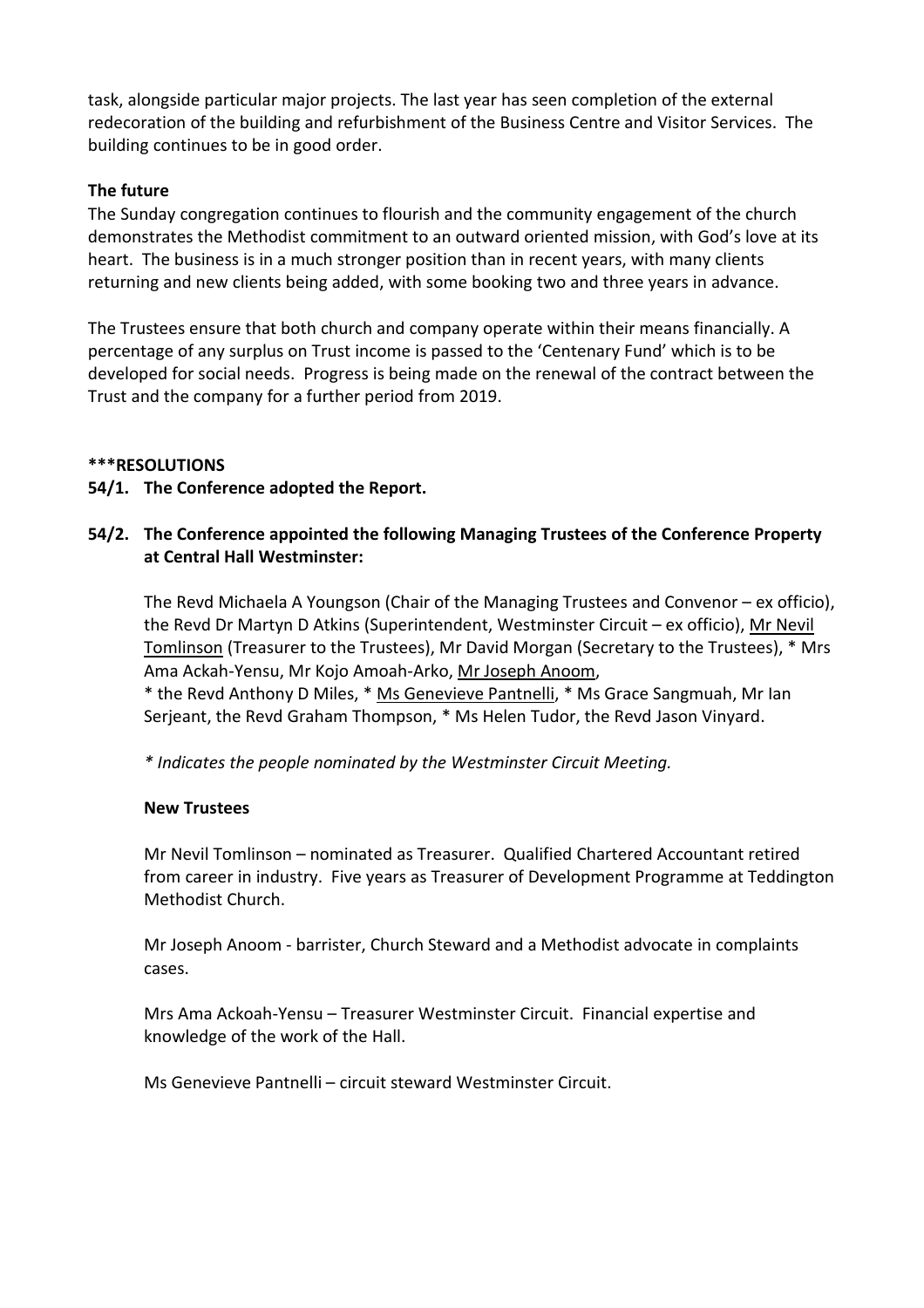task, alongside particular major projects. The last year has seen completion of the external redecoration of the building and refurbishment of the Business Centre and Visitor Services. The building continues to be in good order.

**The future**

The Sunday congregation continues to flourish and the community engagement of the church demonstrates the Methodist commitment to an outward oriented mission, with God's love at its heart. The business is in a much stronger position than in recent years, with many clients returning and new clients being added, with some booking two and three years in advance.

The Trustees ensure that both church and company operate within their means financially. A percentage of any surplus on Trust income is passed to the 'Centenary Fund' which is to be developed for social needs. Progress is being made on the renewal of the contract between the Trust and the company for a further period from 2019.

**\*\*\*RESOLUTIONS**

**54/1. The Conference adopted the Report.**

**54/2. The Conference appointed the following Managing Trustees of the Conference Property at Central Hall Westminster:**

The Revd Michaela A Youngson (Chair of the Managing Trustees and Convenor – ex officio), the Revd Dr Martyn D Atkins (Superintendent, Westminster Circuit – ex officio), <u>Mr Nevil Tomlinson</u> (Treasurer to the Trustees), Mr David Morgan (Secretary to the Trustees), * Mrs Ama Ackah-Yensu, Mr Kojo Amoah-Arko, <u>Mr Joseph Anoom</u>,
* the Revd Anthony D Miles, * <u>Ms Genevieve Pantnelli</u>, * Ms Grace Sangmuah, Mr Ian Serjeant, the Revd Graham Thompson, * Ms Helen Tudor, the Revd Jason Vinyard.

*\* Indicates the people nominated by the Westminster Circuit Meeting.*

**New Trustees**

Mr Nevil Tomlinson – nominated as Treasurer. Qualified Chartered Accountant retired from career in industry. Five years as Treasurer of Development Programme at Teddington Methodist Church.

Mr Joseph Anoom - barrister, Church Steward and a Methodist advocate in complaints cases.

Mrs Ama Ackoah-Yensu – Treasurer Westminster Circuit. Financial expertise and knowledge of the work of the Hall.

Ms Genevieve Pantnelli – circuit steward Westminster Circuit.